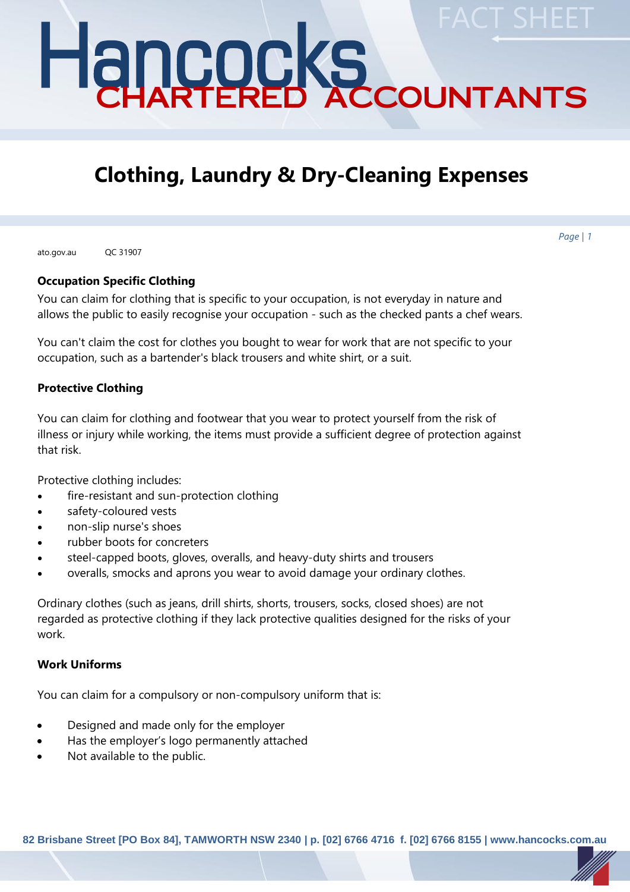# Hancocks CHARTERED ACCOUNTANTS

FACT SHEET

## Clothing, Laundry & Dry-Cleaning Expenses

ato.gov.au QC 31907

### Occupation Specific Clothing

You can claim for clothing that is specific to your occupation, is not everyday in nature and allows the public to easily recognise your occupation - such as the checked pants a chef wears.

You can't claim the cost for clothes you bought to wear for work that are not specific to your occupation, such as a bartender's black trousers and white shirt, or a suit.

### Protective Clothing

You can claim for clothing and footwear that you wear to protect yourself from the risk of illness or injury while working, the items must provide a sufficient degree of protection against that risk.

Protective clothing includes:

- fire-resistant and sun-protection clothing
- safety-coloured vests
- non-slip nurse's shoes
- rubber boots for concreters
- steel-capped boots, gloves, overalls, and heavy-duty shirts and trousers
- overalls, smocks and aprons you wear to avoid damage your ordinary clothes.

Ordinary clothes (such as jeans, drill shirts, shorts, trousers, socks, closed shoes) are not regarded as protective clothing if they lack protective qualities designed for the risks of your work.

### Work Uniforms

You can claim for a compulsory or non-compulsory uniform that is:

- Designed and made only for the employer
- Has the employer's logo permanently attached
- Not available to the public.

82 Brisbane Street [PO Box 84], TAMWORTH NSW 2340 | p. [02] 6766 4716 f. [02] 6766 8155 | www.hancocks.com.au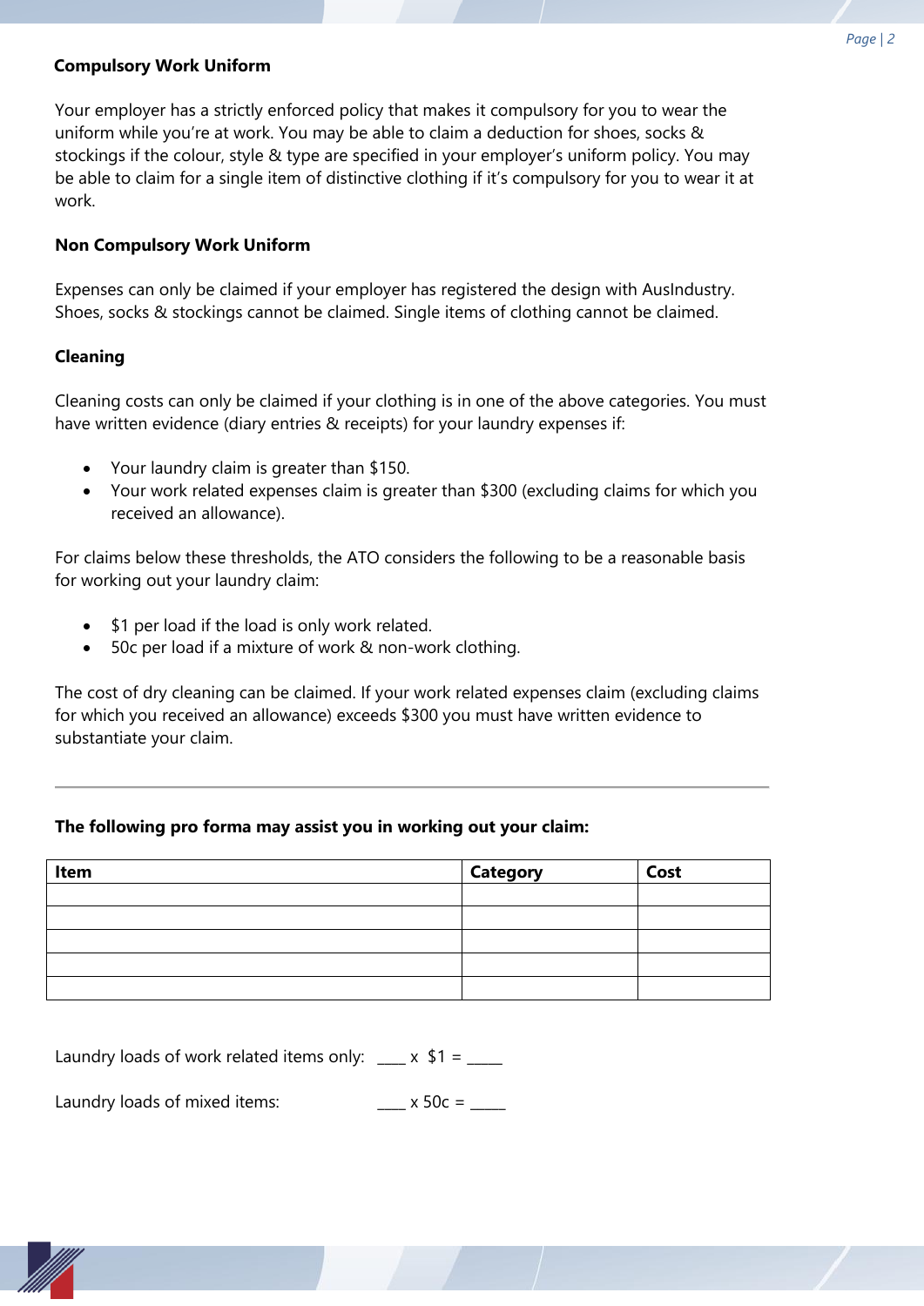**Compulsory Work Uniform**

Your employer has a strictly enforced policy that makes it compulsory for you to wear the uniform while you're at work. You may be able to claim a deduction for shoes, socks & stockings if the colour, style & type are specified in your employer's uniform policy. You may be able to claim for a single item of distinctive clothing if it's compulsory for you to wear it at work.

**Non Compulsory Work Uniform**

Expenses can only be claimed if your employer has registered the design with AusIndustry. Shoes, socks & stockings cannot be claimed. Single items of clothing cannot be claimed.

**Cleaning**

Cleaning costs can only be claimed if your clothing is in one of the above categories. You must have written evidence (diary entries & receipts) for your laundry expenses if:

- Your laundry claim is greater than $150.
- Your work related expenses claim is greater than $300 (excluding claims for which you received an allowance).

For claims below these thresholds, the ATO considers the following to be a reasonable basis for working out your laundry claim:

- $1 per load if the load is only work related.
- 50c per load if a mixture of work & non-work clothing.

The cost of dry cleaning can be claimed. If your work related expenses claim (excluding claims for which you received an allowance) exceeds $300 you must have written evidence to substantiate your claim.

---

**The following pro forma may assist you in working out your claim:**

| Item | Category | Cost |
|---|---|---|
| | | |
| | | |
| | | |
| | | |
| | | |

Laundry loads of work related items only: ____ x $1 = _____

Laundry loads of mixed items: ____ x 50c = _____